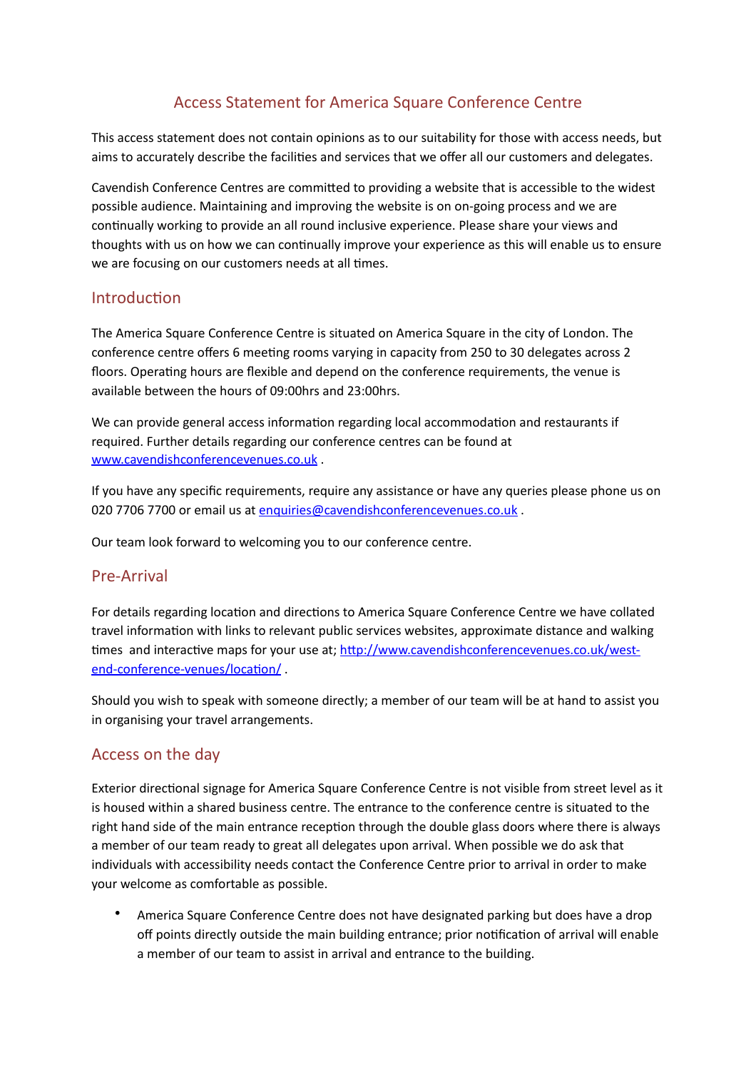# Access Statement for America Square Conference Centre

This access statement does not contain opinions as to our suitability for those with access needs, but aims to accurately describe the facilities and services that we offer all our customers and delegates.

Cavendish Conference Centres are committed to providing a website that is accessible to the widest possible audience. Maintaining and improving the website is on on-going process and we are continually working to provide an all round inclusive experience. Please share your views and thoughts with us on how we can continually improve your experience as this will enable us to ensure we are focusing on our customers needs at all times.

## Introduction

The America Square Conference Centre is situated on America Square in the city of London. The conference centre offers 6 meeting rooms varying in capacity from 250 to 30 delegates across 2 floors. Operating hours are flexible and depend on the conference requirements, the venue is available between the hours of 09:00hrs and 23:00hrs.

We can provide general access information regarding local accommodation and restaurants if required. Further details regarding our conference centres can be found at [www.cavendishconferencevenues.co.uk](http://www.cavendishconferencevenues.co.uk) .

If you have any specific requirements, require any assistance or have any queries please phone us on 020 7706 7700 or email us at [enquiries@cavendishconferencevenues.co.uk](mailto:enquiries@cavendishconferencevenues.co.uk) .

Our team look forward to welcoming you to our conference centre.

## Pre-Arrival

For details regarding location and directions to America Square Conference Centre we have collated travel information with links to relevant public services websites, approximate distance and walking times and interactive maps for your use at; [http://www.cavendishconferencevenues.co.uk/west-end-conference-venues/location/](http://www.cavendishconferencevenues.co.uk/west-end-conference-venues/location/) .

Should you wish to speak with someone directly; a member of our team will be at hand to assist you in organising your travel arrangements.

## Access on the day

Exterior directional signage for America Square Conference Centre is not visible from street level as it is housed within a shared business centre. The entrance to the conference centre is situated to the right hand side of the main entrance reception through the double glass doors where there is always a member of our team ready to great all delegates upon arrival. When possible we do ask that individuals with accessibility needs contact the Conference Centre prior to arrival in order to make your welcome as comfortable as possible.

- America Square Conference Centre does not have designated parking but does have a drop off points directly outside the main building entrance; prior notification of arrival will enable a member of our team to assist in arrival and entrance to the building.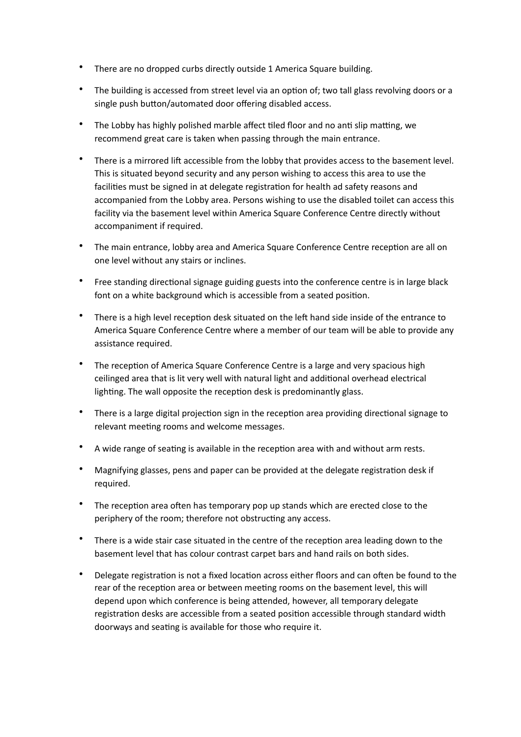- There are no dropped curbs directly outside 1 America Square building.
- The building is accessed from street level via an option of; two tall glass revolving doors or a single push button/automated door offering disabled access.
- The Lobby has highly polished marble affect tiled floor and no anti slip matting, we recommend great care is taken when passing through the main entrance.
- There is a mirrored lift accessible from the lobby that provides access to the basement level. This is situated beyond security and any person wishing to access this area to use the facilities must be signed in at delegate registration for health ad safety reasons and accompanied from the Lobby area. Persons wishing to use the disabled toilet can access this facility via the basement level within America Square Conference Centre directly without accompaniment if required.
- The main entrance, lobby area and America Square Conference Centre reception are all on one level without any stairs or inclines.
- Free standing directional signage guiding guests into the conference centre is in large black font on a white background which is accessible from a seated position.
- There is a high level reception desk situated on the left hand side inside of the entrance to America Square Conference Centre where a member of our team will be able to provide any assistance required.
- The reception of America Square Conference Centre is a large and very spacious high ceilinged area that is lit very well with natural light and additional overhead electrical lighting. The wall opposite the reception desk is predominantly glass.
- There is a large digital projection sign in the reception area providing directional signage to relevant meeting rooms and welcome messages.
- A wide range of seating is available in the reception area with and without arm rests.
- Magnifying glasses, pens and paper can be provided at the delegate registration desk if required.
- The reception area often has temporary pop up stands which are erected close to the periphery of the room; therefore not obstructing any access.
- There is a wide stair case situated in the centre of the reception area leading down to the basement level that has colour contrast carpet bars and hand rails on both sides.
- Delegate registration is not a fixed location across either floors and can often be found to the rear of the reception area or between meeting rooms on the basement level, this will depend upon which conference is being attended, however, all temporary delegate registration desks are accessible from a seated position accessible through standard width doorways and seating is available for those who require it.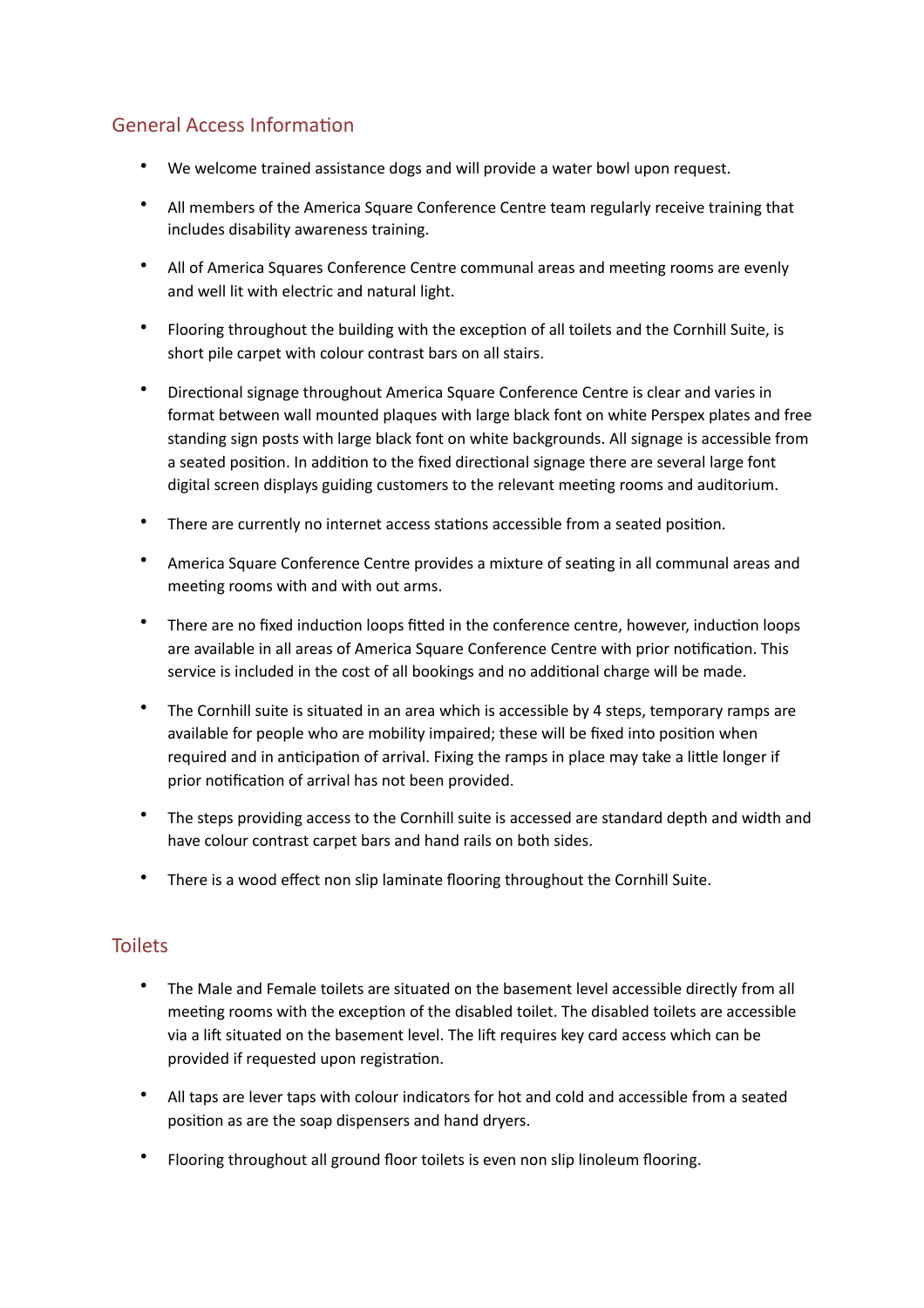## General Access Information

- We welcome trained assistance dogs and will provide a water bowl upon request.
- All members of the America Square Conference Centre team regularly receive training that includes disability awareness training.
- All of America Squares Conference Centre communal areas and meeting rooms are evenly and well lit with electric and natural light.
- Flooring throughout the building with the exception of all toilets and the Cornhill Suite, is short pile carpet with colour contrast bars on all stairs.
- Directional signage throughout America Square Conference Centre is clear and varies in format between wall mounted plaques with large black font on white Perspex plates and free standing sign posts with large black font on white backgrounds. All signage is accessible from a seated position. In addition to the fixed directional signage there are several large font digital screen displays guiding customers to the relevant meeting rooms and auditorium.
- There are currently no internet access stations accessible from a seated position.
- America Square Conference Centre provides a mixture of seating in all communal areas and meeting rooms with and with out arms.
- There are no fixed induction loops fitted in the conference centre, however, induction loops are available in all areas of America Square Conference Centre with prior notification. This service is included in the cost of all bookings and no additional charge will be made.
- The Cornhill suite is situated in an area which is accessible by 4 steps, temporary ramps are available for people who are mobility impaired; these will be fixed into position when required and in anticipation of arrival. Fixing the ramps in place may take a little longer if prior notification of arrival has not been provided.
- The steps providing access to the Cornhill suite is accessed are standard depth and width and have colour contrast carpet bars and hand rails on both sides.
- There is a wood effect non slip laminate flooring throughout the Cornhill Suite.

## Toilets

- The Male and Female toilets are situated on the basement level accessible directly from all meeting rooms with the exception of the disabled toilet. The disabled toilets are accessible via a lift situated on the basement level. The lift requires key card access which can be provided if requested upon registration.
- All taps are lever taps with colour indicators for hot and cold and accessible from a seated position as are the soap dispensers and hand dryers.
- Flooring throughout all ground floor toilets is even non slip linoleum flooring.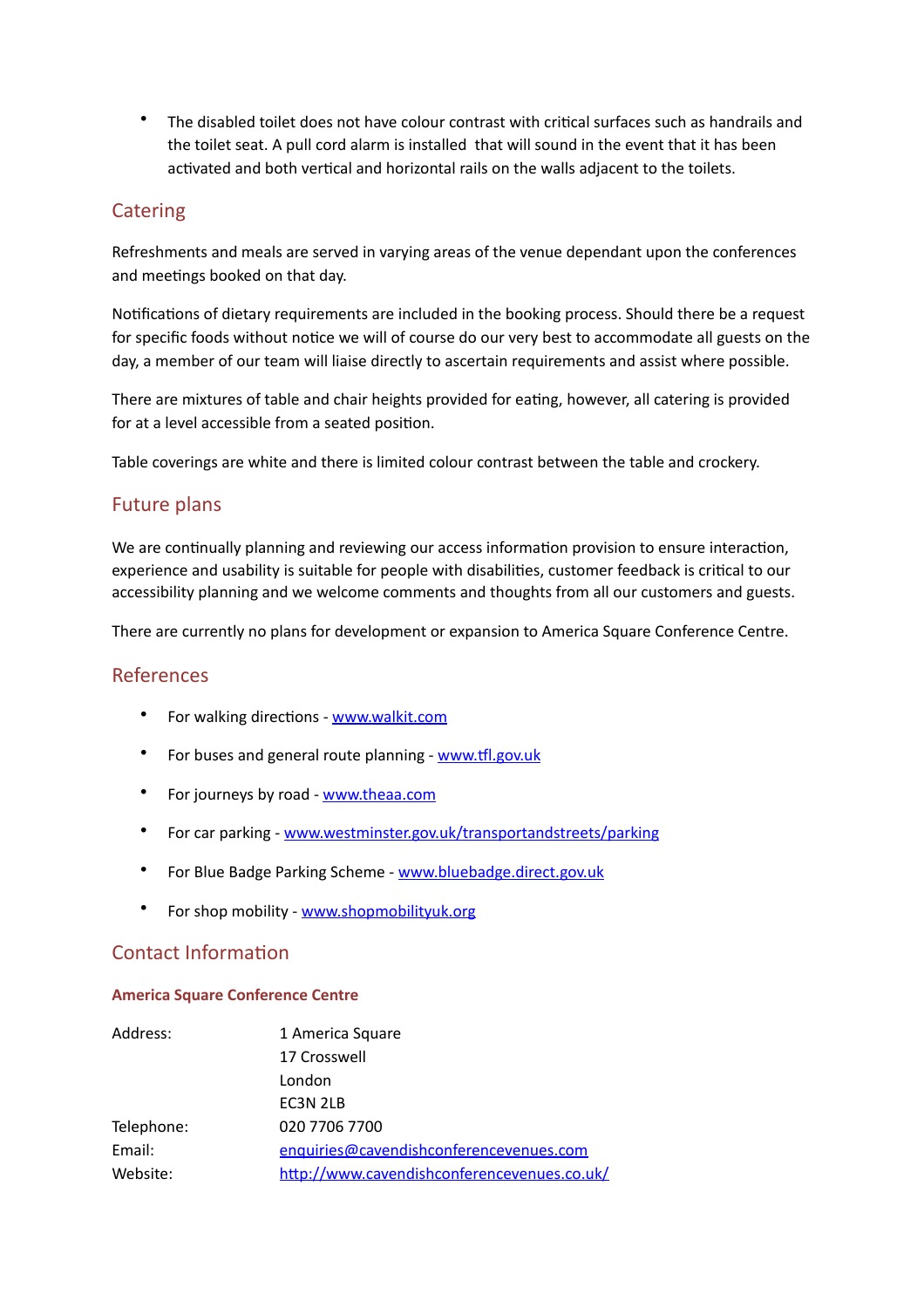- The disabled toilet does not have colour contrast with critical surfaces such as handrails and the toilet seat. A pull cord alarm is installed that will sound in the event that it has been activated and both vertical and horizontal rails on the walls adjacent to the toilets.

## Catering

Refreshments and meals are served in varying areas of the venue dependant upon the conferences and meetings booked on that day.

Notifications of dietary requirements are included in the booking process. Should there be a request for specific foods without notice we will of course do our very best to accommodate all guests on the day, a member of our team will liaise directly to ascertain requirements and assist where possible.

There are mixtures of table and chair heights provided for eating, however, all catering is provided for at a level accessible from a seated position.

Table coverings are white and there is limited colour contrast between the table and crockery.

## Future plans

We are continually planning and reviewing our access information provision to ensure interaction, experience and usability is suitable for people with disabilities, customer feedback is critical to our accessibility planning and we welcome comments and thoughts from all our customers and guests.

There are currently no plans for development or expansion to America Square Conference Centre.

## References

- For walking directions - [www.walkit.com](www.walkit.com)
- For buses and general route planning - [www.tfl.gov.uk](www.tfl.gov.uk)
- For journeys by road - [www.theaa.com](www.theaa.com)
- For car parking - [www.westminster.gov.uk/transportandstreets/parking](www.westminster.gov.uk/transportandstreets/parking)
- For Blue Badge Parking Scheme - [www.bluebadge.direct.gov.uk](www.bluebadge.direct.gov.uk)
- For shop mobility - [www.shopmobilityuk.org](www.shopmobilityuk.org)

## Contact Information

### America Square Conference Centre

| | |
|---|---|
| Address: | 1 America Square<br>17 Crosswell<br>London<br>EC3N 2LB |
| Telephone: | 020 7706 7700 |
| Email: | [enquiries@cavendishconferencevenues.com](mailto:enquiries@cavendishconferencevenues.com) |
| Website: | [http://www.cavendishconferencevenues.co.uk/](http://www.cavendishconferencevenues.co.uk/) |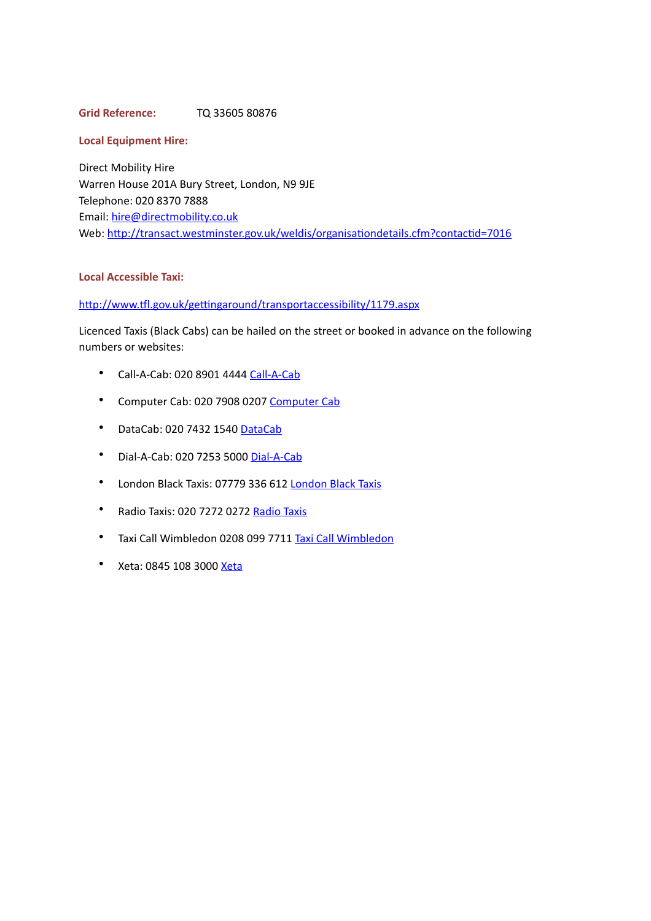**Grid Reference:** TQ 33605 80876

**Local Equipment Hire:**

Direct Mobility Hire
Warren House 201A Bury Street, London, N9 9JE
Telephone: 020 8370 7888
Email: hire@directmobility.co.uk
Web: http://transact.westminster.gov.uk/weldis/organisationdetails.cfm?contactid=7016

**Local Accessible Taxi:**

http://www.tfl.gov.uk/gettingaround/transportaccessibility/1179.aspx

Licenced Taxis (Black Cabs) can be hailed on the street or booked in advance on the following numbers or websites:

- Call-A-Cab: 020 8901 4444 Call-A-Cab
- Computer Cab: 020 7908 0207 Computer Cab
- DataCab: 020 7432 1540 DataCab
- Dial-A-Cab: 020 7253 5000 Dial-A-Cab
- London Black Taxis: 07779 336 612 London Black Taxis
- Radio Taxis: 020 7272 0272 Radio Taxis
- Taxi Call Wimbledon 0208 099 7711 Taxi Call Wimbledon
- Xeta: 0845 108 3000 Xeta